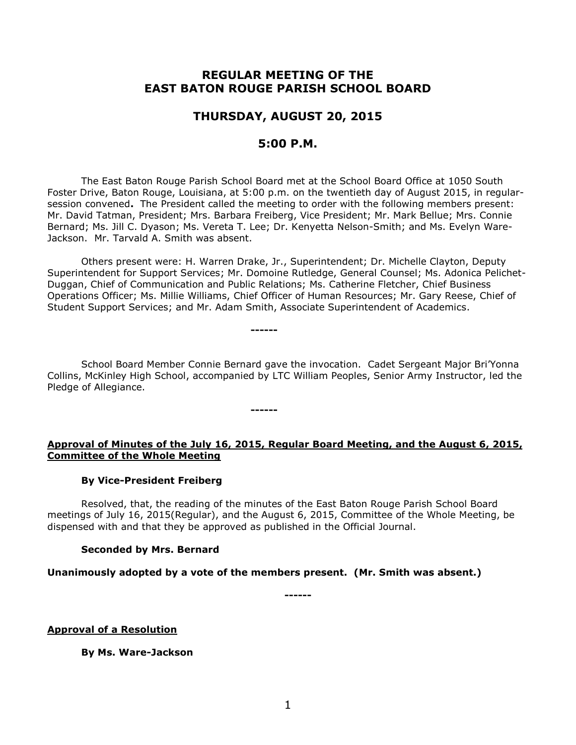# REGULAR MEETING OF THE EAST BATON ROUGE PARISH SCHOOL BOARD

## THURSDAY, AUGUST 20, 2015

## 5:00 P.M.

The East Baton Rouge Parish School Board met at the School Board Office at 1050 South Foster Drive, Baton Rouge, Louisiana, at 5:00 p.m. on the twentieth day of August 2015, in regular-session convened**.** The President called the meeting to order with the following members present: Mr. David Tatman, President; Mrs. Barbara Freiberg, Vice President; Mr. Mark Bellue; Mrs. Connie Bernard; Ms. Jill C. Dyason; Ms. Vereta T. Lee; Dr. Kenyetta Nelson-Smith; and Ms. Evelyn Ware-Jackson. Mr. Tarvald A. Smith was absent.

Others present were: H. Warren Drake, Jr., Superintendent; Dr. Michelle Clayton, Deputy Superintendent for Support Services; Mr. Domoine Rutledge, General Counsel; Ms. Adonica Pelichet-Duggan, Chief of Communication and Public Relations; Ms. Catherine Fletcher, Chief Business Operations Officer; Ms. Millie Williams, Chief Officer of Human Resources; Mr. Gary Reese, Chief of Student Support Services; and Mr. Adam Smith, Associate Superintendent of Academics.

------

School Board Member Connie Bernard gave the invocation. Cadet Sergeant Major Bri'Yonna Collins, McKinley High School, accompanied by LTC William Peoples, Senior Army Instructor, led the Pledge of Allegiance.

------

**Approval of Minutes of the July 16, 2015, Regular Board Meeting, and the August 6, 2015, Committee of the Whole Meeting**

**By Vice-President Freiberg**

Resolved, that, the reading of the minutes of the East Baton Rouge Parish School Board meetings of July 16, 2015(Regular), and the August 6, 2015, Committee of the Whole Meeting, be dispensed with and that they be approved as published in the Official Journal.

**Seconded by Mrs. Bernard**

**Unanimously adopted by a vote of the members present. (Mr. Smith was absent.)**

------

**Approval of a Resolution**

**By Ms. Ware-Jackson**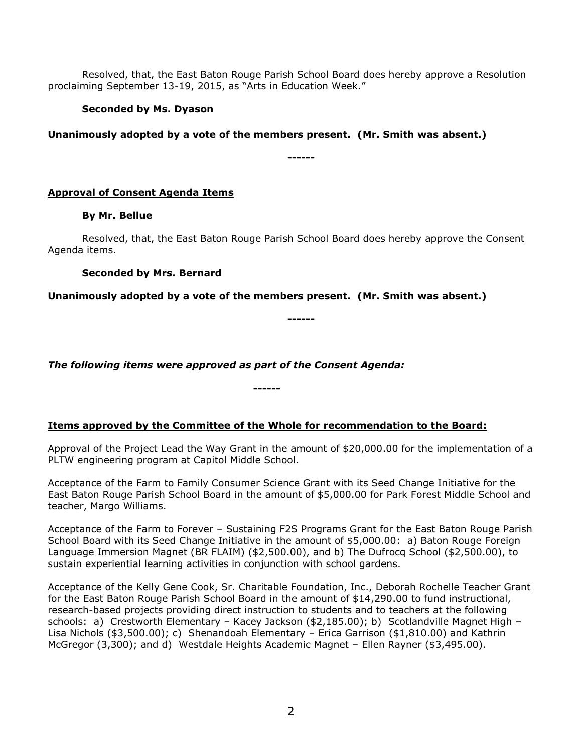Resolved, that, the East Baton Rouge Parish School Board does hereby approve a Resolution proclaiming September 13-19, 2015, as "Arts in Education Week."

**Seconded by Ms. Dyason**

**Unanimously adopted by a vote of the members present. (Mr. Smith was absent.)**

**------**

**Approval of Consent Agenda Items**

**By Mr. Bellue**

Resolved, that, the East Baton Rouge Parish School Board does hereby approve the Consent Agenda items.

**Seconded by Mrs. Bernard**

**Unanimously adopted by a vote of the members present. (Mr. Smith was absent.)**

**------**

***The following items were approved as part of the Consent Agenda:***

**------**

**Items approved by the Committee of the Whole for recommendation to the Board:**

Approval of the Project Lead the Way Grant in the amount of $20,000.00 for the implementation of a PLTW engineering program at Capitol Middle School.

Acceptance of the Farm to Family Consumer Science Grant with its Seed Change Initiative for the East Baton Rouge Parish School Board in the amount of $5,000.00 for Park Forest Middle School and teacher, Margo Williams.

Acceptance of the Farm to Forever – Sustaining F2S Programs Grant for the East Baton Rouge Parish School Board with its Seed Change Initiative in the amount of $5,000.00: a) Baton Rouge Foreign Language Immersion Magnet (BR FLAIM) ($2,500.00), and b) The Dufrocq School ($2,500.00), to sustain experiential learning activities in conjunction with school gardens.

Acceptance of the Kelly Gene Cook, Sr. Charitable Foundation, Inc., Deborah Rochelle Teacher Grant for the East Baton Rouge Parish School Board in the amount of $14,290.00 to fund instructional, research-based projects providing direct instruction to students and to teachers at the following schools: a) Crestworth Elementary – Kacey Jackson ($2,185.00); b) Scotlandville Magnet High – Lisa Nichols ($3,500.00); c) Shenandoah Elementary – Erica Garrison ($1,810.00) and Kathrin McGregor (3,300); and d) Westdale Heights Academic Magnet – Ellen Rayner ($3,495.00).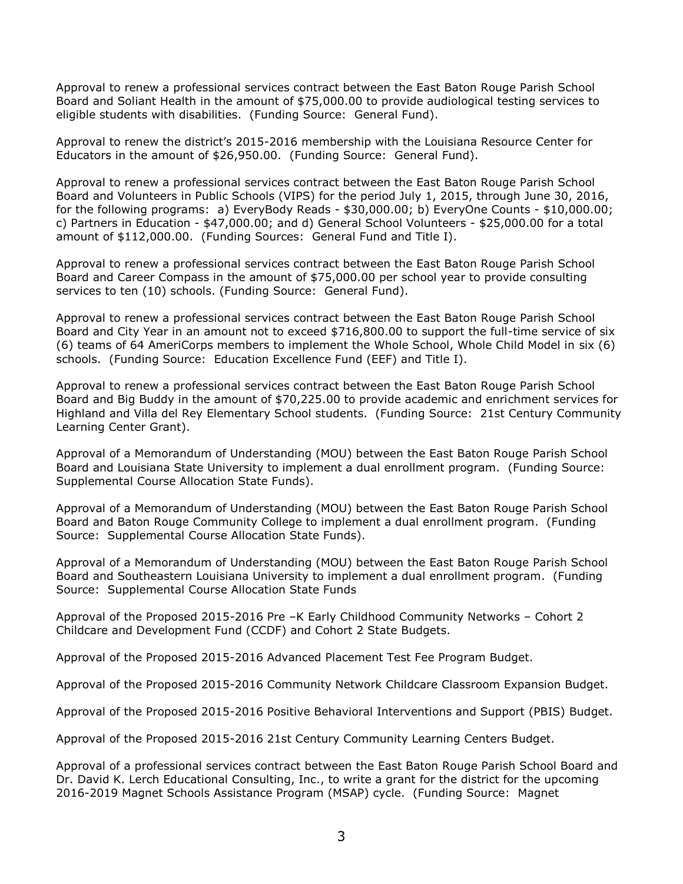Approval to renew a professional services contract between the East Baton Rouge Parish School Board and Soliant Health in the amount of $75,000.00 to provide audiological testing services to eligible students with disabilities. (Funding Source: General Fund).

Approval to renew the district's 2015-2016 membership with the Louisiana Resource Center for Educators in the amount of $26,950.00. (Funding Source: General Fund).

Approval to renew a professional services contract between the East Baton Rouge Parish School Board and Volunteers in Public Schools (VIPS) for the period July 1, 2015, through June 30, 2016, for the following programs: a) EveryBody Reads - $30,000.00; b) EveryOne Counts - $10,000.00; c) Partners in Education - $47,000.00; and d) General School Volunteers - $25,000.00 for a total amount of $112,000.00. (Funding Sources: General Fund and Title I).

Approval to renew a professional services contract between the East Baton Rouge Parish School Board and Career Compass in the amount of $75,000.00 per school year to provide consulting services to ten (10) schools. (Funding Source: General Fund).

Approval to renew a professional services contract between the East Baton Rouge Parish School Board and City Year in an amount not to exceed $716,800.00 to support the full-time service of six (6) teams of 64 AmeriCorps members to implement the Whole School, Whole Child Model in six (6) schools. (Funding Source: Education Excellence Fund (EEF) and Title I).

Approval to renew a professional services contract between the East Baton Rouge Parish School Board and Big Buddy in the amount of $70,225.00 to provide academic and enrichment services for Highland and Villa del Rey Elementary School students. (Funding Source: 21st Century Community Learning Center Grant).

Approval of a Memorandum of Understanding (MOU) between the East Baton Rouge Parish School Board and Louisiana State University to implement a dual enrollment program. (Funding Source: Supplemental Course Allocation State Funds).

Approval of a Memorandum of Understanding (MOU) between the East Baton Rouge Parish School Board and Baton Rouge Community College to implement a dual enrollment program. (Funding Source: Supplemental Course Allocation State Funds).

Approval of a Memorandum of Understanding (MOU) between the East Baton Rouge Parish School Board and Southeastern Louisiana University to implement a dual enrollment program. (Funding Source: Supplemental Course Allocation State Funds

Approval of the Proposed 2015-2016 Pre –K Early Childhood Community Networks – Cohort 2 Childcare and Development Fund (CCDF) and Cohort 2 State Budgets.

Approval of the Proposed 2015-2016 Advanced Placement Test Fee Program Budget.

Approval of the Proposed 2015-2016 Community Network Childcare Classroom Expansion Budget.

Approval of the Proposed 2015-2016 Positive Behavioral Interventions and Support (PBIS) Budget.

Approval of the Proposed 2015-2016 21st Century Community Learning Centers Budget.

Approval of a professional services contract between the East Baton Rouge Parish School Board and Dr. David K. Lerch Educational Consulting, Inc., to write a grant for the district for the upcoming 2016-2019 Magnet Schools Assistance Program (MSAP) cycle. (Funding Source: Magnet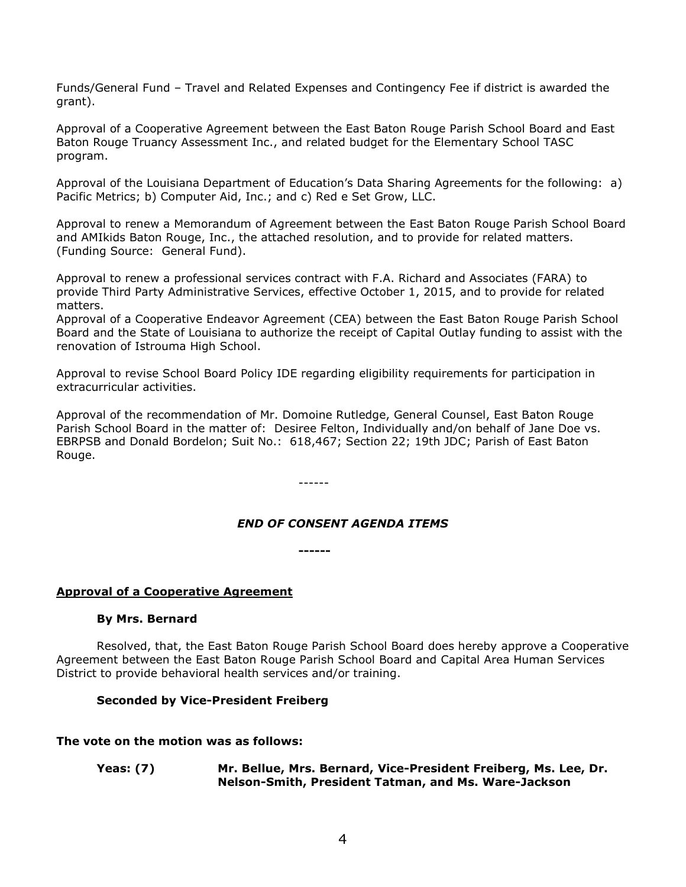Funds/General Fund – Travel and Related Expenses and Contingency Fee if district is awarded the grant).

Approval of a Cooperative Agreement between the East Baton Rouge Parish School Board and East Baton Rouge Truancy Assessment Inc., and related budget for the Elementary School TASC program.

Approval of the Louisiana Department of Education's Data Sharing Agreements for the following: a) Pacific Metrics; b) Computer Aid, Inc.; and c) Red e Set Grow, LLC.

Approval to renew a Memorandum of Agreement between the East Baton Rouge Parish School Board and AMIkids Baton Rouge, Inc., the attached resolution, and to provide for related matters. (Funding Source: General Fund).

Approval to renew a professional services contract with F.A. Richard and Associates (FARA) to provide Third Party Administrative Services, effective October 1, 2015, and to provide for related matters.
Approval of a Cooperative Endeavor Agreement (CEA) between the East Baton Rouge Parish School Board and the State of Louisiana to authorize the receipt of Capital Outlay funding to assist with the renovation of Istrouma High School.

Approval to revise School Board Policy IDE regarding eligibility requirements for participation in extracurricular activities.

Approval of the recommendation of Mr. Domoine Rutledge, General Counsel, East Baton Rouge Parish School Board in the matter of: Desiree Felton, Individually and/on behalf of Jane Doe vs. EBRPSB and Donald Bordelon; Suit No.: 618,467; Section 22; 19th JDC; Parish of East Baton Rouge.

------

***END OF CONSENT AGENDA ITEMS***

**------**

**<u>Approval of a Cooperative Agreement</u>**

**By Mrs. Bernard**

Resolved, that, the East Baton Rouge Parish School Board does hereby approve a Cooperative Agreement between the East Baton Rouge Parish School Board and Capital Area Human Services District to provide behavioral health services and/or training.

**Seconded by Vice-President Freiberg**

**The vote on the motion was as follows:**

**Yeas: (7)** **Mr. Bellue, Mrs. Bernard, Vice-President Freiberg, Ms. Lee, Dr. Nelson-Smith, President Tatman, and Ms. Ware-Jackson**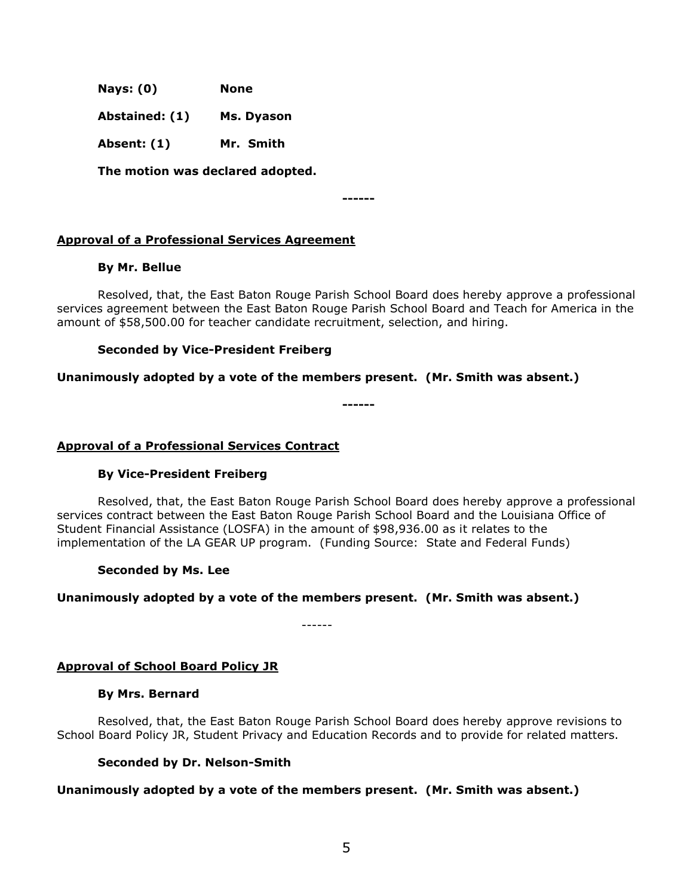**Nays: (0)** **None**

**Abstained: (1)** **Ms. Dyason**

**Absent: (1)** **Mr. Smith**

**The motion was declared adopted.**

------

**Approval of a Professional Services Agreement**

**By Mr. Bellue**

Resolved, that, the East Baton Rouge Parish School Board does hereby approve a professional services agreement between the East Baton Rouge Parish School Board and Teach for America in the amount of $58,500.00 for teacher candidate recruitment, selection, and hiring.

**Seconded by Vice-President Freiberg**

**Unanimously adopted by a vote of the members present. (Mr. Smith was absent.)**

------

**Approval of a Professional Services Contract**

**By Vice-President Freiberg**

Resolved, that, the East Baton Rouge Parish School Board does hereby approve a professional services contract between the East Baton Rouge Parish School Board and the Louisiana Office of Student Financial Assistance (LOSFA) in the amount of $98,936.00 as it relates to the implementation of the LA GEAR UP program. (Funding Source: State and Federal Funds)

**Seconded by Ms. Lee**

**Unanimously adopted by a vote of the members present. (Mr. Smith was absent.)**

------

**Approval of School Board Policy JR**

**By Mrs. Bernard**

Resolved, that, the East Baton Rouge Parish School Board does hereby approve revisions to School Board Policy JR, Student Privacy and Education Records and to provide for related matters.

**Seconded by Dr. Nelson-Smith**

**Unanimously adopted by a vote of the members present. (Mr. Smith was absent.)**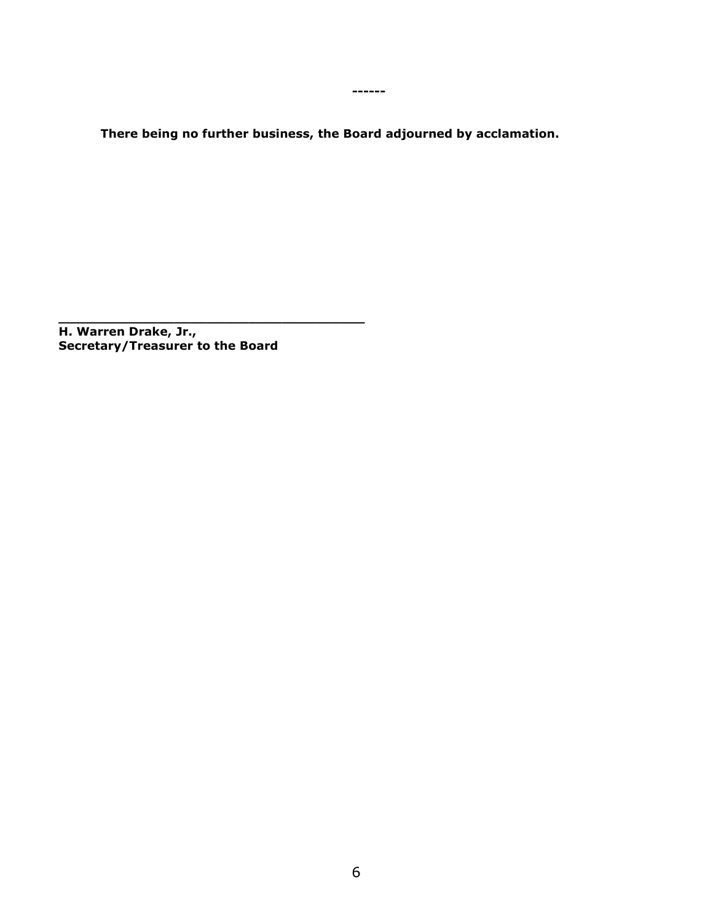------

**There being no further business, the Board adjourned by acclamation.**

\_\_\_\_\_\_\_\_\_\_\_\_\_\_\_\_\_\_\_\_\_\_\_\_\_\_\_\_\_\_\_\_\_\_\_\_\_\_\_\_

**H. Warren Drake, Jr.,**
**Secretary/Treasurer to the Board**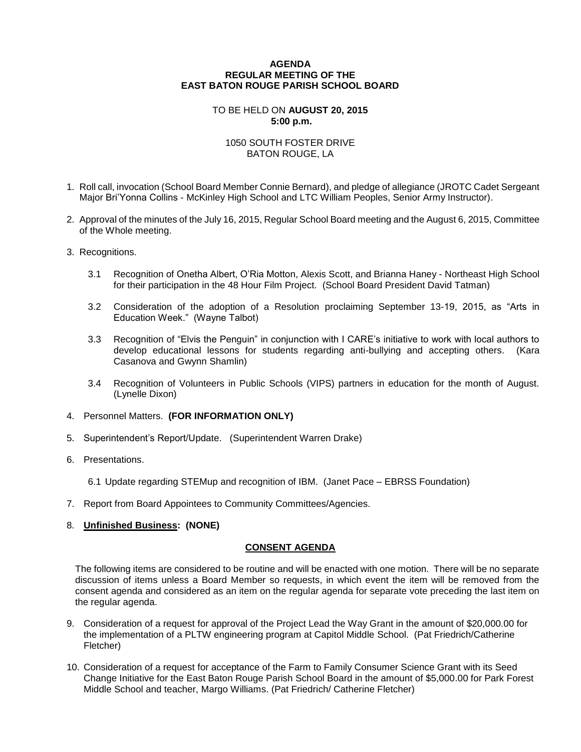**AGENDA**
**REGULAR MEETING OF THE**
**EAST BATON ROUGE PARISH SCHOOL BOARD**

TO BE HELD ON **AUGUST 20, 2015**
**5:00 p.m.**

1050 SOUTH FOSTER DRIVE
BATON ROUGE, LA

1. Roll call, invocation (School Board Member Connie Bernard), and pledge of allegiance (JROTC Cadet Sergeant Major Bri'Yonna Collins - McKinley High School and LTC William Peoples, Senior Army Instructor).

2. Approval of the minutes of the July 16, 2015, Regular School Board meeting and the August 6, 2015, Committee of the Whole meeting.

3. Recognitions.

   3.1 Recognition of Onetha Albert, O'Ria Motton, Alexis Scott, and Brianna Haney - Northeast High School for their participation in the 48 Hour Film Project. (School Board President David Tatman)

   3.2 Consideration of the adoption of a Resolution proclaiming September 13-19, 2015, as "Arts in Education Week." (Wayne Talbot)

   3.3 Recognition of "Elvis the Penguin" in conjunction with I CARE's initiative to work with local authors to develop educational lessons for students regarding anti-bullying and accepting others. (Kara Casanova and Gwynn Shamlin)

   3.4 Recognition of Volunteers in Public Schools (VIPS) partners in education for the month of August. (Lynelle Dixon)

4. Personnel Matters. **(FOR INFORMATION ONLY)**

5. Superintendent's Report/Update. (Superintendent Warren Drake)

6. Presentations.

   6.1 Update regarding STEMup and recognition of IBM. (Janet Pace – EBRSS Foundation)

7. Report from Board Appointees to Community Committees/Agencies.

8. **Unfinished Business: (NONE)**

**CONSENT AGENDA**

The following items are considered to be routine and will be enacted with one motion. There will be no separate discussion of items unless a Board Member so requests, in which event the item will be removed from the consent agenda and considered as an item on the regular agenda for separate vote preceding the last item on the regular agenda.

9. Consideration of a request for approval of the Project Lead the Way Grant in the amount of $20,000.00 for the implementation of a PLTW engineering program at Capitol Middle School. (Pat Friedrich/Catherine Fletcher)

10. Consideration of a request for acceptance of the Farm to Family Consumer Science Grant with its Seed Change Initiative for the East Baton Rouge Parish School Board in the amount of $5,000.00 for Park Forest Middle School and teacher, Margo Williams. (Pat Friedrich/ Catherine Fletcher)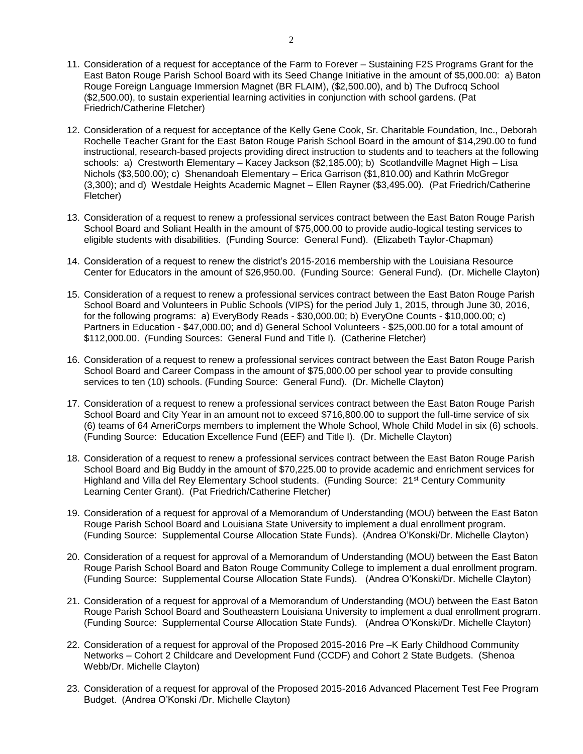11. Consideration of a request for acceptance of the Farm to Forever – Sustaining F2S Programs Grant for the East Baton Rouge Parish School Board with its Seed Change Initiative in the amount of $5,000.00: a) Baton Rouge Foreign Language Immersion Magnet (BR FLAIM), ($2,500.00), and b) The Dufrocq School ($2,500.00), to sustain experiential learning activities in conjunction with school gardens. (Pat Friedrich/Catherine Fletcher)

12. Consideration of a request for acceptance of the Kelly Gene Cook, Sr. Charitable Foundation, Inc., Deborah Rochelle Teacher Grant for the East Baton Rouge Parish School Board in the amount of $14,290.00 to fund instructional, research-based projects providing direct instruction to students and to teachers at the following schools: a) Crestworth Elementary – Kacey Jackson ($2,185.00); b) Scotlandville Magnet High – Lisa Nichols ($3,500.00); c) Shenandoah Elementary – Erica Garrison ($1,810.00) and Kathrin McGregor (3,300); and d) Westdale Heights Academic Magnet – Ellen Rayner ($3,495.00). (Pat Friedrich/Catherine Fletcher)

13. Consideration of a request to renew a professional services contract between the East Baton Rouge Parish School Board and Soliant Health in the amount of $75,000.00 to provide audio-logical testing services to eligible students with disabilities. (Funding Source: General Fund). (Elizabeth Taylor-Chapman)

14. Consideration of a request to renew the district's 2015-2016 membership with the Louisiana Resource Center for Educators in the amount of $26,950.00. (Funding Source: General Fund). (Dr. Michelle Clayton)

15. Consideration of a request to renew a professional services contract between the East Baton Rouge Parish School Board and Volunteers in Public Schools (VIPS) for the period July 1, 2015, through June 30, 2016, for the following programs: a) EveryBody Reads - $30,000.00; b) EveryOne Counts - $10,000.00; c) Partners in Education - $47,000.00; and d) General School Volunteers - $25,000.00 for a total amount of $112,000.00. (Funding Sources: General Fund and Title I). (Catherine Fletcher)

16. Consideration of a request to renew a professional services contract between the East Baton Rouge Parish School Board and Career Compass in the amount of $75,000.00 per school year to provide consulting services to ten (10) schools. (Funding Source: General Fund). (Dr. Michelle Clayton)

17. Consideration of a request to renew a professional services contract between the East Baton Rouge Parish School Board and City Year in an amount not to exceed $716,800.00 to support the full-time service of six (6) teams of 64 AmeriCorps members to implement the Whole School, Whole Child Model in six (6) schools. (Funding Source: Education Excellence Fund (EEF) and Title I). (Dr. Michelle Clayton)

18. Consideration of a request to renew a professional services contract between the East Baton Rouge Parish School Board and Big Buddy in the amount of $70,225.00 to provide academic and enrichment services for Highland and Villa del Rey Elementary School students. (Funding Source: 21st Century Community Learning Center Grant). (Pat Friedrich/Catherine Fletcher)

19. Consideration of a request for approval of a Memorandum of Understanding (MOU) between the East Baton Rouge Parish School Board and Louisiana State University to implement a dual enrollment program. (Funding Source: Supplemental Course Allocation State Funds). (Andrea O'Konski/Dr. Michelle Clayton)

20. Consideration of a request for approval of a Memorandum of Understanding (MOU) between the East Baton Rouge Parish School Board and Baton Rouge Community College to implement a dual enrollment program. (Funding Source: Supplemental Course Allocation State Funds). (Andrea O'Konski/Dr. Michelle Clayton)

21. Consideration of a request for approval of a Memorandum of Understanding (MOU) between the East Baton Rouge Parish School Board and Southeastern Louisiana University to implement a dual enrollment program. (Funding Source: Supplemental Course Allocation State Funds). (Andrea O'Konski/Dr. Michelle Clayton)

22. Consideration of a request for approval of the Proposed 2015-2016 Pre –K Early Childhood Community Networks – Cohort 2 Childcare and Development Fund (CCDF) and Cohort 2 State Budgets. (Shenoa Webb/Dr. Michelle Clayton)

23. Consideration of a request for approval of the Proposed 2015-2016 Advanced Placement Test Fee Program Budget. (Andrea O'Konski /Dr. Michelle Clayton)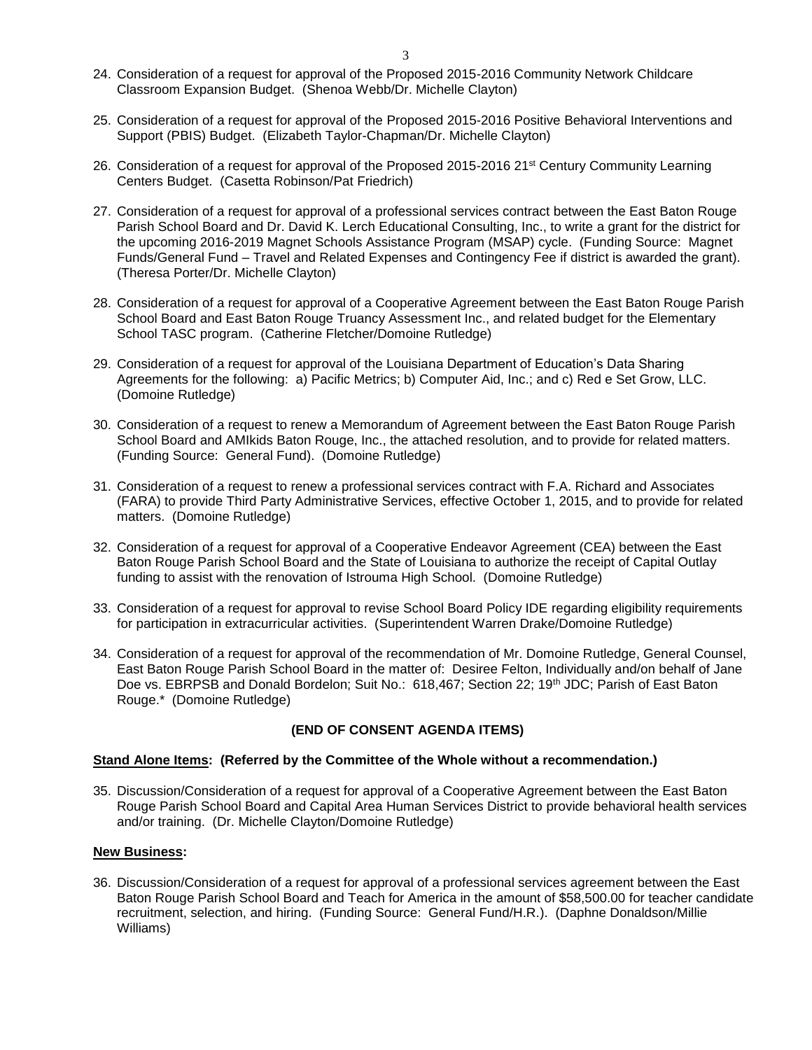24. Consideration of a request for approval of the Proposed 2015-2016 Community Network Childcare Classroom Expansion Budget. (Shenoa Webb/Dr. Michelle Clayton)

25. Consideration of a request for approval of the Proposed 2015-2016 Positive Behavioral Interventions and Support (PBIS) Budget. (Elizabeth Taylor-Chapman/Dr. Michelle Clayton)

26. Consideration of a request for approval of the Proposed 2015-2016 21st Century Community Learning Centers Budget. (Casetta Robinson/Pat Friedrich)

27. Consideration of a request for approval of a professional services contract between the East Baton Rouge Parish School Board and Dr. David K. Lerch Educational Consulting, Inc., to write a grant for the district for the upcoming 2016-2019 Magnet Schools Assistance Program (MSAP) cycle. (Funding Source: Magnet Funds/General Fund – Travel and Related Expenses and Contingency Fee if district is awarded the grant). (Theresa Porter/Dr. Michelle Clayton)

28. Consideration of a request for approval of a Cooperative Agreement between the East Baton Rouge Parish School Board and East Baton Rouge Truancy Assessment Inc., and related budget for the Elementary School TASC program. (Catherine Fletcher/Domoine Rutledge)

29. Consideration of a request for approval of the Louisiana Department of Education's Data Sharing Agreements for the following: a) Pacific Metrics; b) Computer Aid, Inc.; and c) Red e Set Grow, LLC. (Domoine Rutledge)

30. Consideration of a request to renew a Memorandum of Agreement between the East Baton Rouge Parish School Board and AMIkids Baton Rouge, Inc., the attached resolution, and to provide for related matters. (Funding Source: General Fund). (Domoine Rutledge)

31. Consideration of a request to renew a professional services contract with F.A. Richard and Associates (FARA) to provide Third Party Administrative Services, effective October 1, 2015, and to provide for related matters. (Domoine Rutledge)

32. Consideration of a request for approval of a Cooperative Endeavor Agreement (CEA) between the East Baton Rouge Parish School Board and the State of Louisiana to authorize the receipt of Capital Outlay funding to assist with the renovation of Istrouma High School. (Domoine Rutledge)

33. Consideration of a request for approval to revise School Board Policy IDE regarding eligibility requirements for participation in extracurricular activities. (Superintendent Warren Drake/Domoine Rutledge)

34. Consideration of a request for approval of the recommendation of Mr. Domoine Rutledge, General Counsel, East Baton Rouge Parish School Board in the matter of: Desiree Felton, Individually and/on behalf of Jane Doe vs. EBRPSB and Donald Bordelon; Suit No.: 618,467; Section 22; 19th JDC; Parish of East Baton Rouge.* (Domoine Rutledge)

**(END OF CONSENT AGENDA ITEMS)**

**Stand Alone Items: (Referred by the Committee of the Whole without a recommendation.)**

35. Discussion/Consideration of a request for approval of a Cooperative Agreement between the East Baton Rouge Parish School Board and Capital Area Human Services District to provide behavioral health services and/or training. (Dr. Michelle Clayton/Domoine Rutledge)

**New Business:**

36. Discussion/Consideration of a request for approval of a professional services agreement between the East Baton Rouge Parish School Board and Teach for America in the amount of $58,500.00 for teacher candidate recruitment, selection, and hiring. (Funding Source: General Fund/H.R.). (Daphne Donaldson/Millie Williams)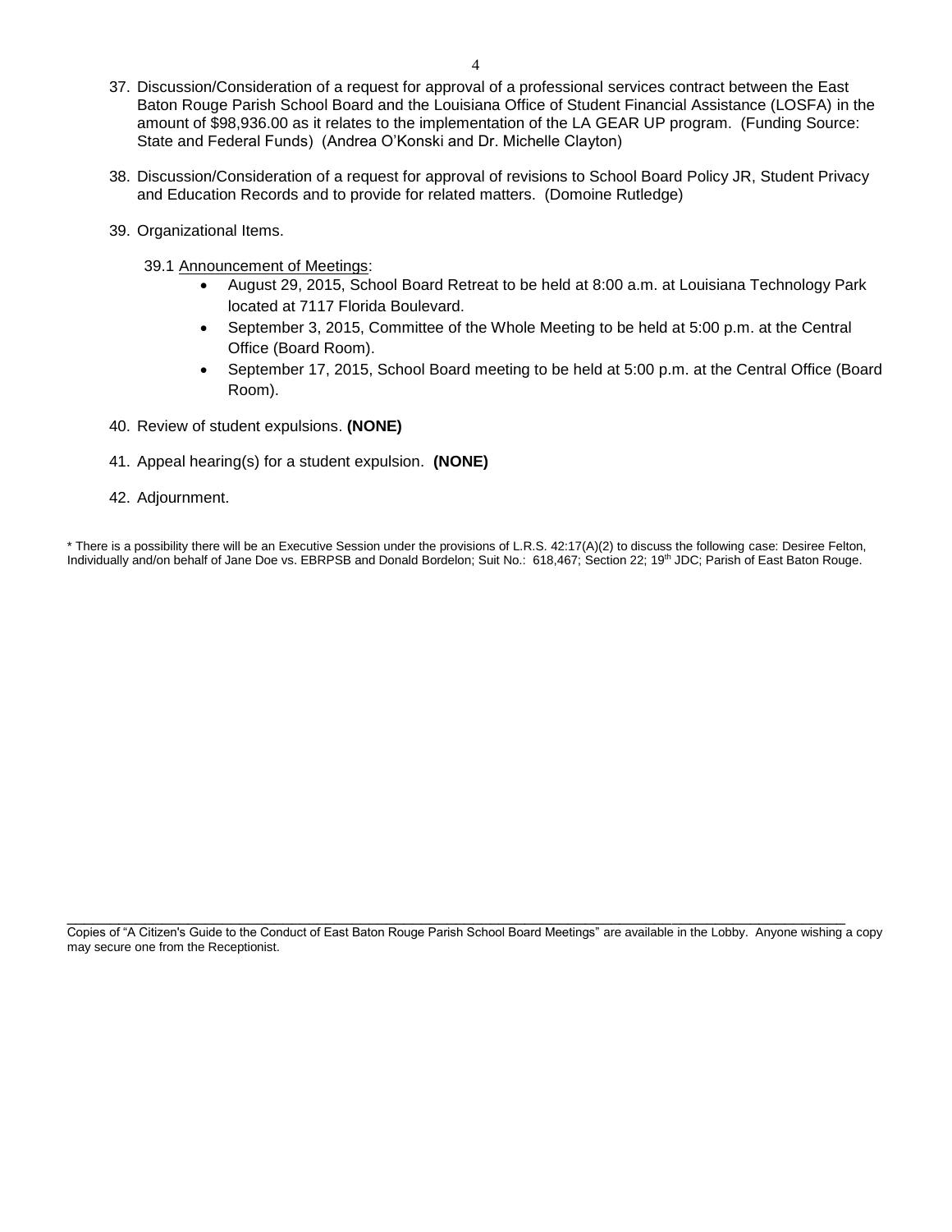37. Discussion/Consideration of a request for approval of a professional services contract between the East Baton Rouge Parish School Board and the Louisiana Office of Student Financial Assistance (LOSFA) in the amount of $98,936.00 as it relates to the implementation of the LA GEAR UP program. (Funding Source: State and Federal Funds) (Andrea O'Konski and Dr. Michelle Clayton)

38. Discussion/Consideration of a request for approval of revisions to School Board Policy JR, Student Privacy and Education Records and to provide for related matters. (Domoine Rutledge)

39. Organizational Items.

    39.1 Announcement of Meetings:

    - August 29, 2015, School Board Retreat to be held at 8:00 a.m. at Louisiana Technology Park located at 7117 Florida Boulevard.
    - September 3, 2015, Committee of the Whole Meeting to be held at 5:00 p.m. at the Central Office (Board Room).
    - September 17, 2015, School Board meeting to be held at 5:00 p.m. at the Central Office (Board Room).

40. Review of student expulsions. **(NONE)**

41. Appeal hearing(s) for a student expulsion. **(NONE)**

42. Adjournment.

* There is a possibility there will be an Executive Session under the provisions of L.R.S. 42:17(A)(2) to discuss the following case: Desiree Felton, Individually and/on behalf of Jane Doe vs. EBRPSB and Donald Bordelon; Suit No.: 618,467; Section 22; 19th JDC; Parish of East Baton Rouge.

---

Copies of "A Citizen's Guide to the Conduct of East Baton Rouge Parish School Board Meetings" are available in the Lobby. Anyone wishing a copy may secure one from the Receptionist.